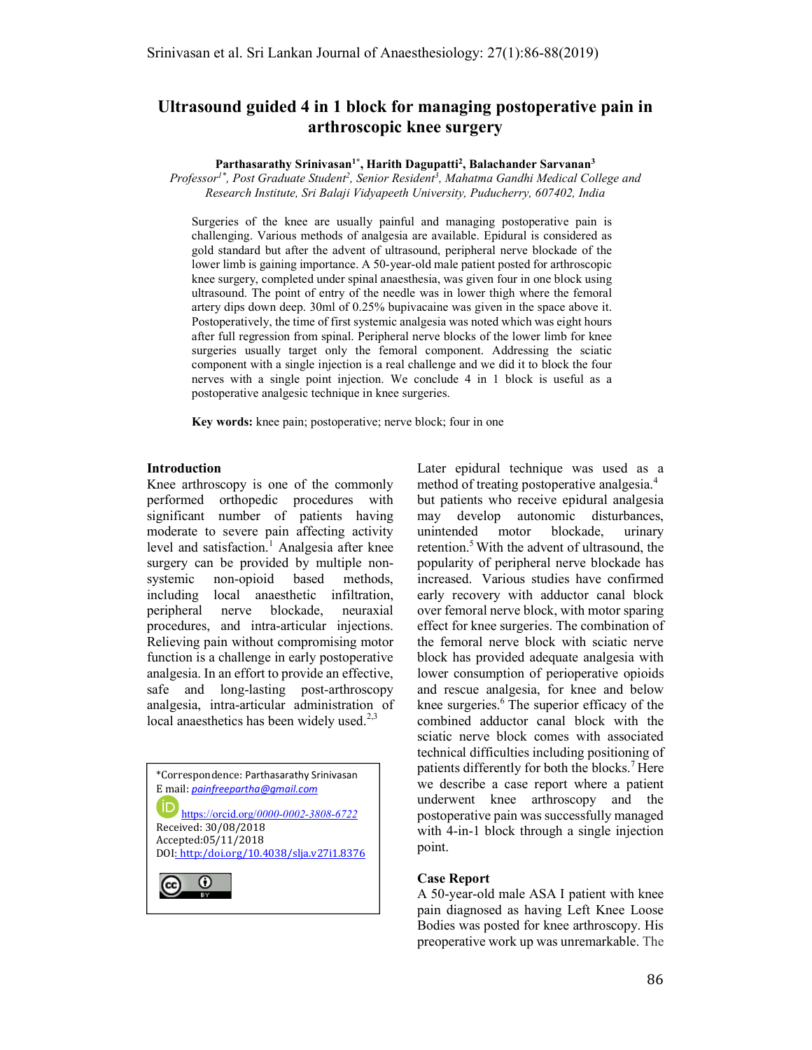# Ultrasound guided 4 in 1 block for managing postoperative pain in arthroscopic knee surgery

**Parthasarathy Srinivasan[1*], Harith Dagupatti[2], Balachander Sarvanan[3]**

*Professor[1*], Post Graduate Student[2], Senior Resident[3], Mahatma Gandhi Medical College and Research Institute, Sri Balaji Vidyapeeth University, Puducherry, 607402, India*

Surgeries of the knee are usually painful and managing postoperative pain is challenging. Various methods of analgesia are available. Epidural is considered as gold standard but after the advent of ultrasound, peripheral nerve blockade of the lower limb is gaining importance. A 50-year-old male patient posted for arthroscopic knee surgery, completed under spinal anaesthesia, was given four in one block using ultrasound. The point of entry of the needle was in lower thigh where the femoral artery dips down deep. 30ml of 0.25% bupivacaine was given in the space above it. Postoperatively, the time of first systemic analgesia was noted which was eight hours after full regression from spinal. Peripheral nerve blocks of the lower limb for knee surgeries usually target only the femoral component. Addressing the sciatic component with a single injection is a real challenge and we did it to block the four nerves with a single point injection. We conclude 4 in 1 block is useful as a postoperative analgesic technique in knee surgeries.

**Key words:** knee pain; postoperative; nerve block; four in one

## Introduction

Knee arthroscopy is one of the commonly performed orthopedic procedures with significant number of patients having moderate to severe pain affecting activity level and satisfaction.[1] Analgesia after knee surgery can be provided by multiple non-systemic non-opioid based methods, including local anaesthetic infiltration, peripheral nerve blockade, neuraxial procedures, and intra-articular injections. Relieving pain without compromising motor function is a challenge in early postoperative analgesia. In an effort to provide an effective, safe and long-lasting post-arthroscopy analgesia, intra-articular administration of local anaesthetics has been widely used.[2,3]

Later epidural technique was used as a method of treating postoperative analgesia.[4] but patients who receive epidural analgesia may develop autonomic disturbances, unintended motor blockade, urinary retention.[5] With the advent of ultrasound, the popularity of peripheral nerve blockade has increased. Various studies have confirmed early recovery with adductor canal block over femoral nerve block, with motor sparing effect for knee surgeries. The combination of the femoral nerve block with sciatic nerve block has provided adequate analgesia with lower consumption of perioperative opioids and rescue analgesia, for knee and below knee surgeries.[6] The superior efficacy of the combined adductor canal block with the sciatic nerve block comes with associated technical difficulties including positioning of patients differently for both the blocks.[7] Here we describe a case report where a patient underwent knee arthroscopy and the postoperative pain was successfully managed with 4-in-1 block through a single injection point.

*Correspondence: Parthasarathy Srinivasan
E mail: painfreepartha@gmail.com
https://orcid.org/0000-0002-3808-6722
Received: 30/08/2018
Accepted:05/11/2018
DOI: http://doi.org/10.4038/slja.v27i1.8376

## Case Report

A 50-year-old male ASA I patient with knee pain diagnosed as having Left Knee Loose Bodies was posted for knee arthroscopy. His preoperative work up was unremarkable. The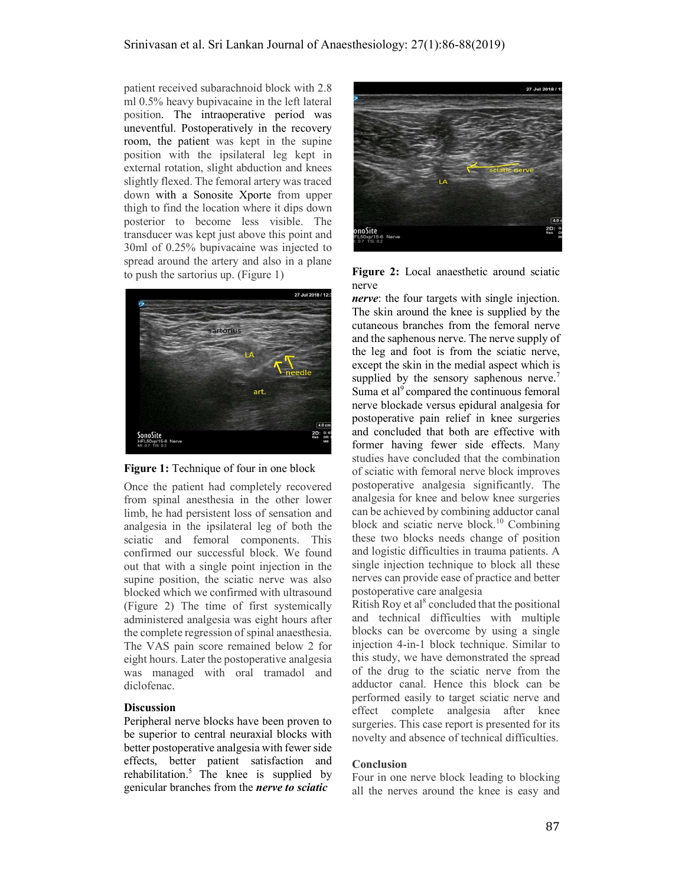patient received subarachnoid block with 2.8 ml 0.5% heavy bupivacaine in the left lateral position. The intraoperative period was uneventful. Postoperatively in the recovery room, the patient was kept in the supine position with the ipsilateral leg kept in external rotation, slight abduction and knees slightly flexed. The femoral artery was traced down with a Sonosite Xporte from upper thigh to find the location where it dips down posterior to become less visible. The transducer was kept just above this point and 30ml of 0.25% bupivacaine was injected to spread around the artery and also in a plane to push the sartorius up. (Figure 1)

**Figure 1:** Technique of four in one block

Once the patient had completely recovered from spinal anesthesia in the other lower limb, he had persistent loss of sensation and analgesia in the ipsilateral leg of both the sciatic and femoral components. This confirmed our successful block. We found out that with a single point injection in the supine position, the sciatic nerve was also blocked which we confirmed with ultrasound (Figure 2) The time of first systemically administered analgesia was eight hours after the complete regression of spinal anaesthesia. The VAS pain score remained below 2 for eight hours. Later the postoperative analgesia was managed with oral tramadol and diclofenac.

**Figure 2:** Local anaesthetic around sciatic nerve

## Discussion

Peripheral nerve blocks have been proven to be superior to central neuraxial blocks with better postoperative analgesia with fewer side effects, better patient satisfaction and rehabilitation.[5] The knee is supplied by genicular branches from the ***nerve to sciatic nerve***: the four targets with single injection. The skin around the knee is supplied by the cutaneous branches from the femoral nerve and the saphenous nerve. The nerve supply of the leg and foot is from the sciatic nerve, except the skin in the medial aspect which is supplied by the sensory saphenous nerve.[7] Suma et al[9] compared the continuous femoral nerve blockade versus epidural analgesia for postoperative pain relief in knee surgeries and concluded that both are effective with former having fewer side effects. Many studies have concluded that the combination of sciatic with femoral nerve block improves postoperative analgesia significantly. The analgesia for knee and below knee surgeries can be achieved by combining adductor canal block and sciatic nerve block.[10] Combining these two blocks needs change of position and logistic difficulties in trauma patients. A single injection technique to block all these nerves can provide ease of practice and better postoperative care analgesia

Ritish Roy et al[8] concluded that the positional and technical difficulties with multiple blocks can be overcome by using a single injection 4-in-1 block technique. Similar to this study, we have demonstrated the spread of the drug to the sciatic nerve from the adductor canal. Hence this block can be performed easily to target sciatic nerve and effect complete analgesia after knee surgeries. This case report is presented for its novelty and absence of technical difficulties.

## Conclusion

Four in one nerve block leading to blocking all the nerves around the knee is easy and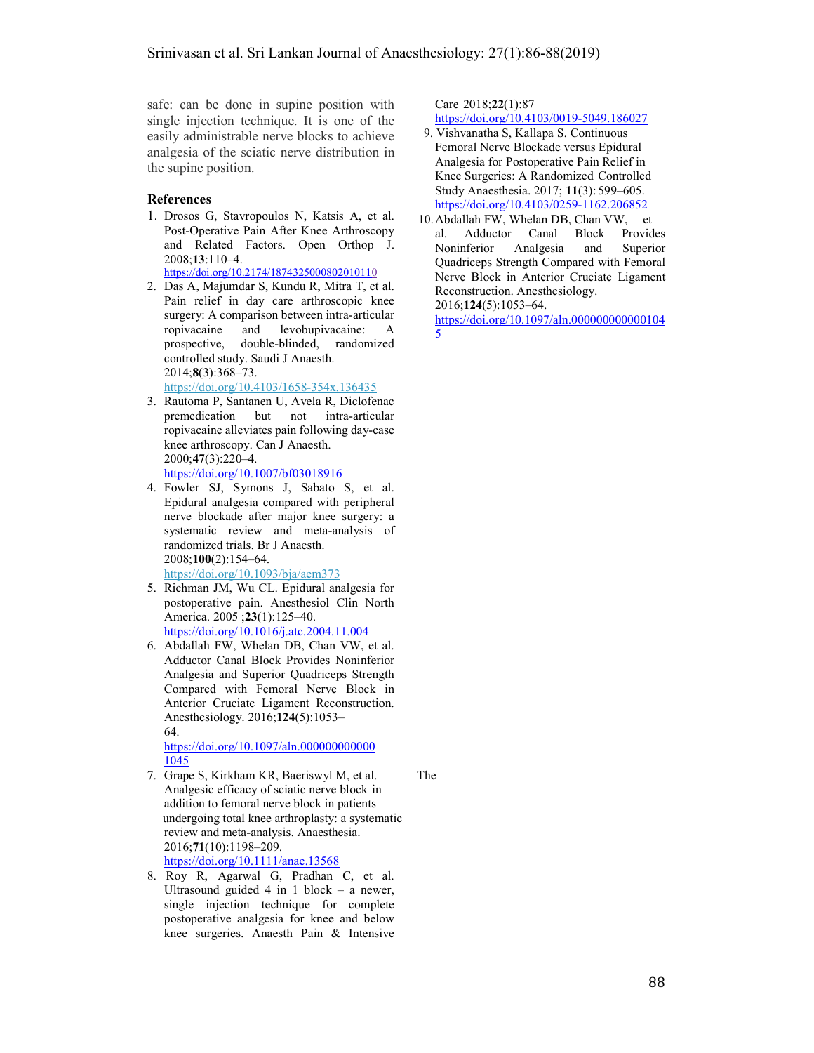safe: can be done in supine position with single injection technique. It is one of the easily administrable nerve blocks to achieve analgesia of the sciatic nerve distribution in the supine position.

## References

1. Drosos G, Stavropoulos N, Katsis A, et al. Post-Operative Pain After Knee Arthroscopy and Related Factors. Open Orthop J. 2008;**13**:110–4. https://doi.org/10.2174/1874325000802010110
2. Das A, Majumdar S, Kundu R, Mitra T, et al. Pain relief in day care arthroscopic knee surgery: A comparison between intra-articular ropivacaine and levobupivacaine: A prospective, double-blinded, randomized controlled study. Saudi J Anaesth. 2014;**8**(3):368–73. https://doi.org/10.4103/1658-354x.136435
3. Rautoma P, Santanen U, Avela R, Diclofenac premedication but not intra-articular ropivacaine alleviates pain following day-case knee arthroscopy. Can J Anaesth. 2000;**47**(3):220–4. https://doi.org/10.1007/bf03018916
4. Fowler SJ, Symons J, Sabato S, et al. Epidural analgesia compared with peripheral nerve blockade after major knee surgery: a systematic review and meta-analysis of randomized trials. Br J Anaesth. 2008;**100**(2):154–64. https://doi.org/10.1093/bja/aem373
5. Richman JM, Wu CL. Epidural analgesia for postoperative pain. Anesthesiol Clin North America. 2005 ;**23**(1):125–40. https://doi.org/10.1016/j.atc.2004.11.004
6. Abdallah FW, Whelan DB, Chan VW, et al. Adductor Canal Block Provides Noninferior Analgesia and Superior Quadriceps Strength Compared with Femoral Nerve Block in Anterior Cruciate Ligament Reconstruction. Anesthesiology. 2016;**124**(5):1053–64. https://doi.org/10.1097/aln.0000000000001045
7. Grape S, Kirkham KR, Baeriswyl M, et al. Analgesic efficacy of sciatic nerve block in addition to femoral nerve block in patients undergoing total knee arthroplasty: a systematic review and meta-analysis. Anaesthesia. 2016;**71**(10):1198–209. https://doi.org/10.1111/anae.13568
8. Roy R, Agarwal G, Pradhan C, et al. Ultrasound guided 4 in 1 block – a newer, single injection technique for complete postoperative analgesia for knee and below knee surgeries. Anaesth Pain & Intensive Care 2018;**22**(1):87 https://doi.org/10.4103/0019-5049.186027
9. Vishvanatha S, Kallapa S. Continuous Femoral Nerve Blockade versus Epidural Analgesia for Postoperative Pain Relief in Knee Surgeries: A Randomized Controlled Study Anaesthesia. 2017; **11**(3): 599–605. https://doi.org/10.4103/0259-1162.206852
10. Abdallah FW, Whelan DB, Chan VW, et al. Adductor Canal Block Provides Noninferior Analgesia and Superior Quadriceps Strength Compared with Femoral Nerve Block in Anterior Cruciate Ligament Reconstruction. Anesthesiology. 2016;**124**(5):1053–64. https://doi.org/10.1097/aln.0000000000001045

The